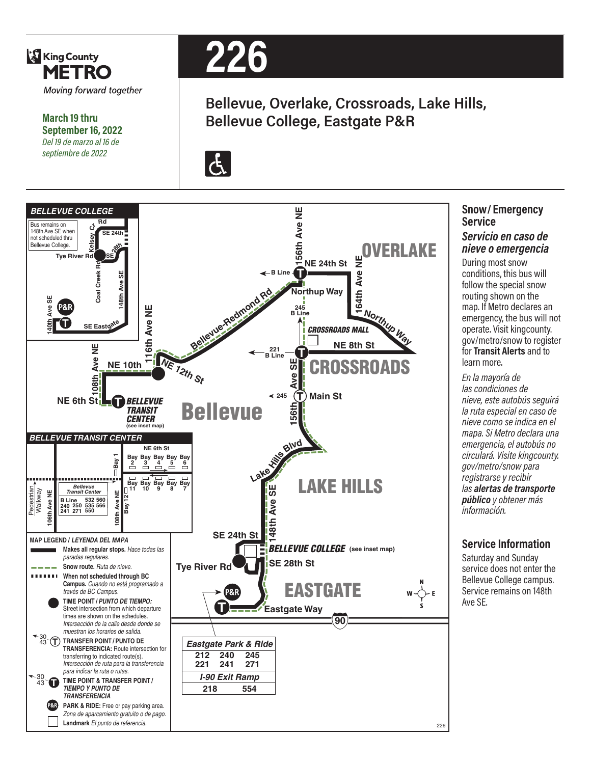King County METRO

*Moving forward together*

**March 19 thru September 16, 2022**

*Del 19 de marzo al 16 de septiembre de 2022*

# 226

## Bellevue, Overlake, Crossroads, Lake Hills, Bellevue College, Eastgate P&R

### BELLEVUE COLLEGE

Bus remains on 148th Ave SE when not scheduled thru Bellevue College.

### BELLEVUE TRANSIT CENTER

| B Line | 532 | 560 |
|---|---|---|
| 240 250 | 535 | 566 |
| 241 271 | 550 | |

### Eastgate Park & Ride

| | | |
|---|---|---|
| 212 | 240 | 245 |
| 221 | 241 | 271 |

**I-90 Exit Ramp**

| | |
|---|---|
| 218 | 554 |

### MAP LEGEND / *LEYENDA DEL MAPA*

- **Makes all regular stops.** *Hace todas las paradas regulares.*
- **Snow route.** *Ruta de nieve.*
- **When not scheduled through BC Campus.** *Cuando no está programado a través de BC Campus.*
- **TIME POINT /** ***PUNTO DE TIEMPO:*** Street intersection from which departure times are shown on the schedules. *Intersección de la calle desde donde se muestran los horarios de salida.*
- **TRANSFER POINT / PUNTO DE TRANSFERENCIA:** Route intersection for transferring to indicated route(s). *Intersección de ruta para la transferencia para indicar la ruta o rutas.*
- **TIME POINT & TRANSFER POINT /** ***TIEMPO Y PUNTO DE TRANSFERENCIA***
- **PARK & RIDE:** Free or pay parking area. *Zona de aparcamiento gratuito o de pago.*
- **Landmark** *El punto de referencia.*

## Snow/ Emergency Service

### *Servicio en caso de nieve o emergencia*

During most snow conditions, this bus will follow the special snow routing shown on the map. If Metro declares an emergency, the bus will not operate. Visit kingcounty.gov/metro/snow to register for **Transit Alerts** and to learn more.

*En la mayoría de las condiciones de nieve, este autobús seguirá la ruta especial en caso de nieve como se indica en el mapa. Si Metro declara una emergencia, el autobús no circulará. Visite kingcounty.gov/metro/snow para registrarse y recibir las* ***alertas de transporte público*** *y obtener más información.*

## Service Information

Saturday and Sunday service does not enter the Bellevue College campus. Service remains on 148th Ave SE.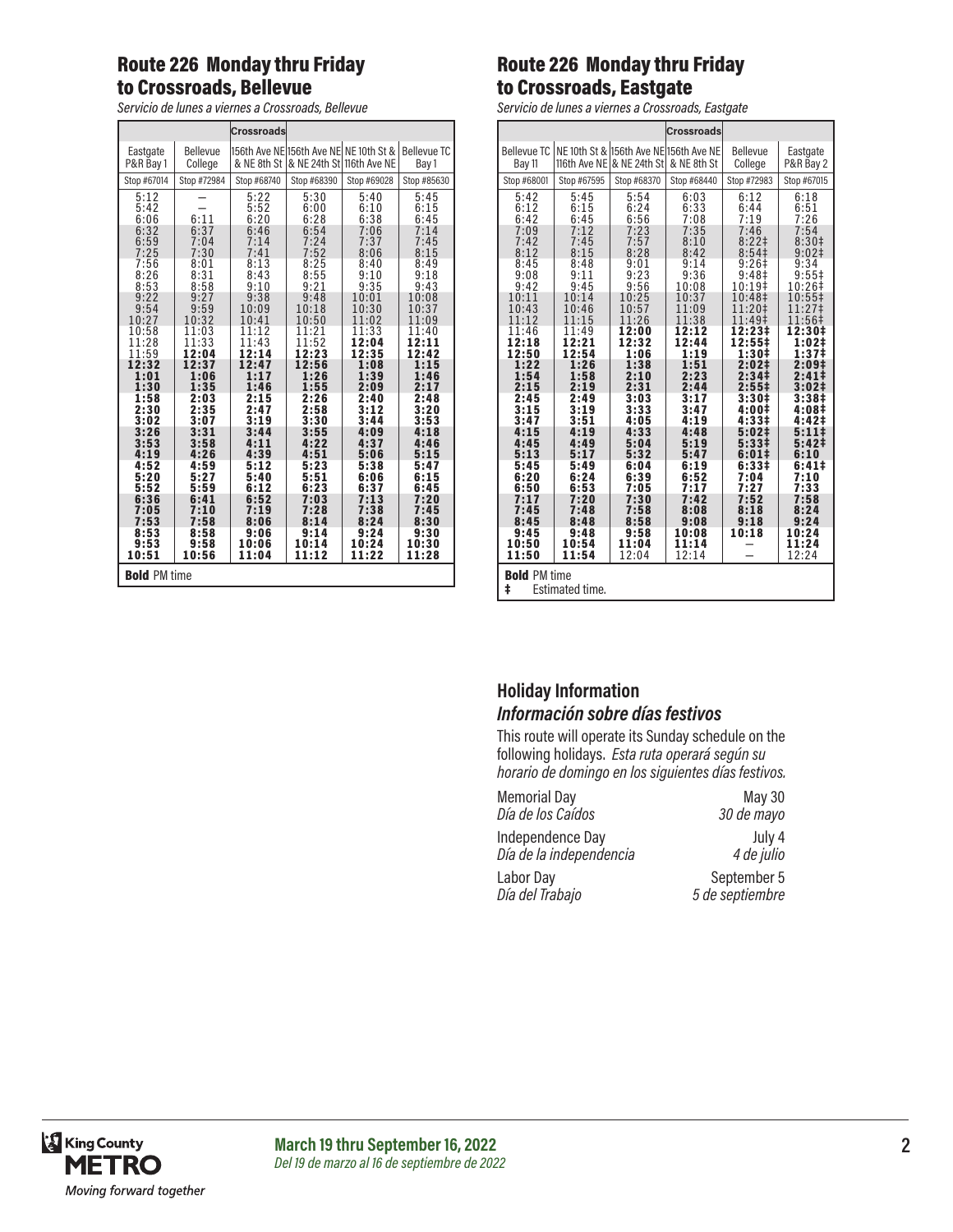## Route 226 Monday thru Friday to Crossroads, Bellevue

*Servicio de lunes a viernes a Crossroads, Bellevue*

| Eastgate P&R Bay 1 | Bellevue College | Crossroads 156th Ave NE & NE 8th St | 156th Ave NE & NE 24th St | NE 10th St & 116th Ave NE | Bellevue TC Bay 1 |
|---|---|---|---|---|---|
| Stop #67014 | Stop #72984 | Stop #68740 | Stop #68390 | Stop #69028 | Stop #85630 |
| 5:12 | — | 5:22 | 5:30 | 5:40 | 5:45 |
| 5:42 | — | 5:52 | 6:00 | 6:10 | 6:15 |
| 6:06 | 6:11 | 6:20 | 6:28 | 6:38 | 6:45 |
| 6:32 | 6:37 | 6:46 | 6:54 | 7:06 | 7:14 |
| 6:59 | 7:04 | 7:14 | 7:24 | 7:37 | 7:45 |
| 7:25 | 7:30 | 7:41 | 7:52 | 8:06 | 8:15 |
| 7:56 | 8:01 | 8:13 | 8:25 | 8:40 | 8:49 |
| 8:26 | 8:31 | 8:43 | 8:55 | 9:10 | 9:18 |
| 8:53 | 8:58 | 9:10 | 9:21 | 9:35 | 9:43 |
| 9:22 | 9:27 | 9:38 | 9:48 | 10:01 | 10:08 |
| 9:54 | 9:59 | 10:09 | 10:18 | 10:30 | 10:37 |
| 10:27 | 10:32 | 10:41 | 10:50 | 11:02 | 11:09 |
| 10:58 | 11:03 | 11:12 | 11:21 | 11:33 | 11:40 |
| 11:28 | 11:33 | 11:43 | 11:52 | **12:04** | **12:11** |
| 11:59 | **12:04** | **12:14** | **12:23** | **12:35** | **12:42** |
| **12:32** | **12:37** | **12:47** | **12:56** | **1:08** | **1:15** |
| **1:01** | **1:06** | **1:17** | **1:26** | **1:39** | **1:46** |
| **1:30** | **1:35** | **1:46** | **1:55** | **2:09** | **2:17** |
| **1:58** | **2:03** | **2:15** | **2:26** | **2:40** | **2:48** |
| **2:30** | **2:35** | **2:47** | **2:58** | **3:12** | **3:20** |
| **3:02** | **3:07** | **3:19** | **3:30** | **3:44** | **3:53** |
| **3:26** | **3:31** | **3:44** | **3:55** | **4:09** | **4:18** |
| **3:53** | **3:58** | **4:11** | **4:22** | **4:37** | **4:46** |
| **4:19** | **4:26** | **4:39** | **4:51** | **5:06** | **5:15** |
| **4:52** | **4:59** | **5:12** | **5:23** | **5:38** | **5:47** |
| **5:20** | **5:27** | **5:40** | **5:51** | **6:06** | **6:15** |
| **5:52** | **5:59** | **6:12** | **6:23** | **6:37** | **6:45** |
| **6:36** | **6:41** | **6:52** | **7:03** | **7:13** | **7:20** |
| **7:05** | **7:10** | **7:19** | **7:28** | **7:38** | **7:45** |
| **7:53** | **7:58** | **8:06** | **8:14** | **8:24** | **8:30** |
| **8:53** | **8:58** | **9:06** | **9:14** | **9:24** | **9:30** |
| **9:53** | **9:58** | **10:06** | **10:14** | **10:24** | **10:30** |
| **10:51** | **10:56** | **11:04** | **11:12** | **11:22** | **11:28** |

**Bold** PM time

## Route 226 Monday thru Friday to Crossroads, Eastgate

*Servicio de lunes a viernes a Crossroads, Eastgate*

| Bellevue TC Bay 11 | NE 10th St & 116th Ave NE | 156th Ave NE & NE 24th St | Crossroads 156th Ave NE & NE 8th St | Bellevue College | Eastgate P&R Bay 2 |
|---|---|---|---|---|---|
| Stop #68001 | Stop #67595 | Stop #68370 | Stop #68440 | Stop #72983 | Stop #67015 |
| 5:42 | 5:45 | 5:54 | 6:03 | 6:12 | 6:18 |
| 6:12 | 6:15 | 6:24 | 6:33 | 6:44 | 6:51 |
| 6:42 | 6:45 | 6:56 | 7:08 | 7:19 | 7:26 |
| 7:09 | 7:12 | 7:23 | 7:35 | 7:46 | 7:54 |
| 7:42 | 7:45 | 7:57 | 8:10 | 8:22‡ | 8:30‡ |
| 8:12 | 8:15 | 8:28 | 8:42 | 8:54‡ | 9:02‡ |
| 8:45 | 8:48 | 9:01 | 9:14 | 9:26‡ | 9:34 |
| 9:08 | 9:11 | 9:23 | 9:36 | 9:48‡ | 9:55‡ |
| 9:42 | 9:45 | 9:56 | 10:08 | 10:19‡ | 10:26‡ |
| 10:11 | 10:14 | 10:25 | 10:37 | 10:48‡ | 10:55‡ |
| 10:43 | 10:46 | 10:57 | 11:09 | 11:20‡ | 11:27‡ |
| 11:12 | 11:15 | 11:26 | 11:38 | 11:49‡ | 11:56‡ |
| 11:46 | 11:49 | **12:00** | **12:12** | **12:23‡** | **12:30‡** |
| **12:18** | **12:21** | **12:32** | **12:44** | **12:55‡** | **1:02‡** |
| **12:50** | **12:54** | **1:06** | **1:19** | **1:30‡** | **1:37‡** |
| **1:22** | **1:26** | **1:38** | **1:51** | **2:02‡** | **2:09‡** |
| **1:54** | **1:58** | **2:10** | **2:23** | **2:34‡** | **2:41‡** |
| **2:15** | **2:19** | **2:31** | **2:44** | **2:55‡** | **3:02‡** |
| **2:45** | **2:49** | **3:03** | **3:17** | **3:30‡** | **3:38‡** |
| **3:15** | **3:19** | **3:33** | **3:47** | **4:00‡** | **4:08‡** |
| **3:47** | **3:51** | **4:05** | **4:19** | **4:33‡** | **4:42‡** |
| **4:15** | **4:19** | **4:33** | **4:48** | **5:02‡** | **5:11‡** |
| **4:45** | **4:49** | **5:04** | **5:19** | **5:33‡** | **5:42‡** |
| **5:13** | **5:17** | **5:32** | **5:47** | **6:01‡** | **6:10** |
| **5:45** | **5:49** | **6:04** | **6:19** | **6:33‡** | **6:41‡** |
| **6:20** | **6:24** | **6:39** | **6:52** | **7:04** | **7:10** |
| **6:50** | **6:53** | **7:05** | **7:17** | **7:27** | **7:33** |
| **7:17** | **7:20** | **7:30** | **7:42** | **7:52** | **7:58** |
| **7:45** | **7:48** | **7:58** | **8:08** | **8:18** | **8:24** |
| **8:45** | **8:48** | **8:58** | **9:08** | **9:18** | **9:24** |
| **9:45** | **9:48** | **9:58** | **10:08** | **10:18** | **10:24** |
| **10:50** | **10:54** | **11:04** | **11:14** | — | **11:24** |
| **11:50** | **11:54** | 12:04 | 12:14 | — | 12:24 |

**Bold** PM time
‡ Estimated time.

### Holiday Information
### *Información sobre días festivos*

This route will operate its Sunday schedule on the following holidays. *Esta ruta operará según su horario de domingo en los siguientes días festivos.*

| | |
|---|---|
| Memorial Day *Día de los Caídos* | May 30 *30 de mayo* |
| Independence Day *Día de la independencia* | July 4 *4 de julio* |
| Labor Day *Día del Trabajo* | September 5 *5 de septiembre* |

King County METRO
Moving forward together

**March 19 thru September 16, 2022**
*Del 19 de marzo al 16 de septiembre de 2022*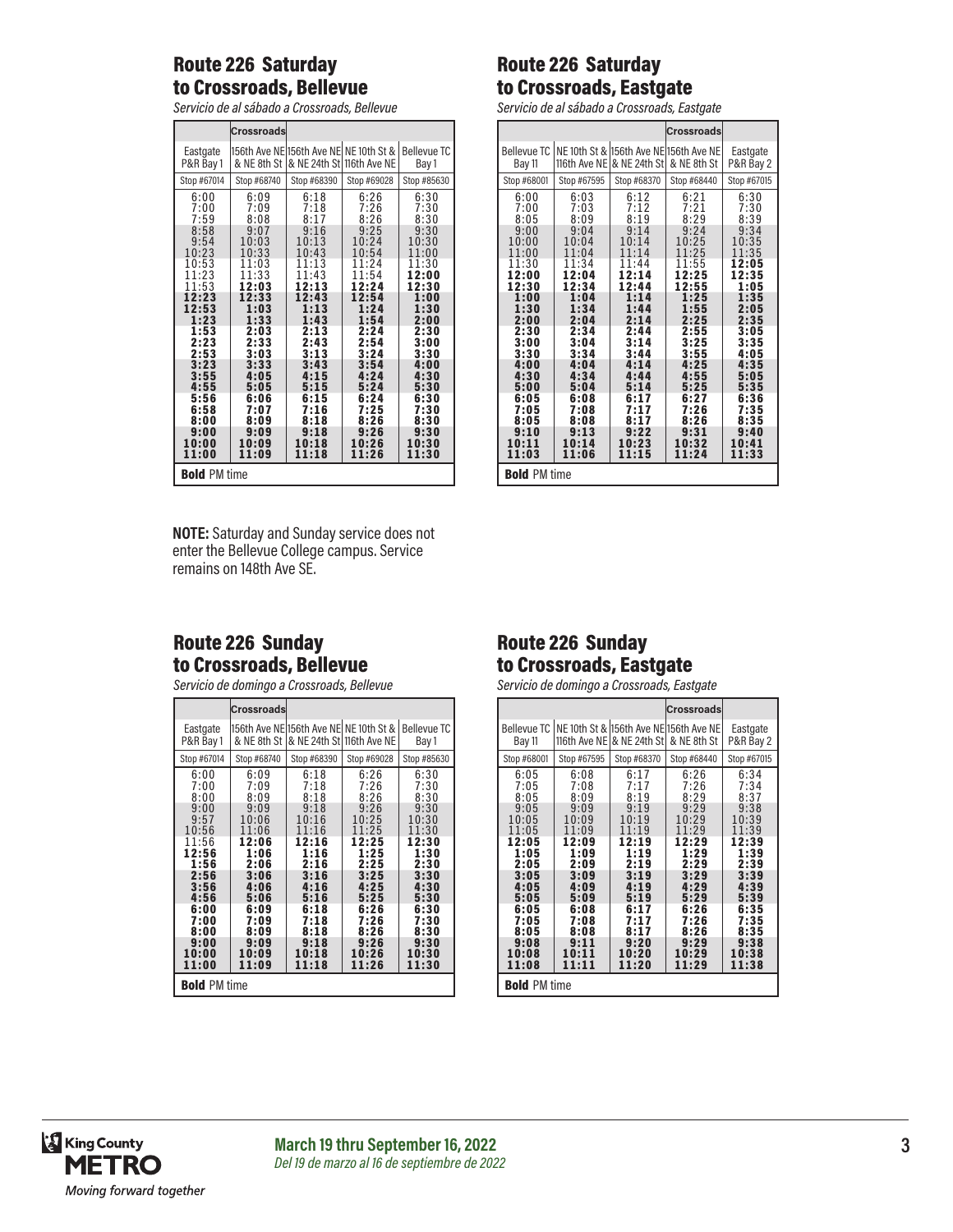## Route 226 Saturday to Crossroads, Bellevue

*Servicio de al sábado a Crossroads, Bellevue*

| | Crossroads | | | |
|---|---|---|---|---|
| Eastgate P&R Bay 1 | 156th Ave NE & NE 8th St | 156th Ave NE & NE 24th St | NE 10th St & 116th Ave NE | Bellevue TC Bay 1 |
| Stop #67014 | Stop #68740 | Stop #68390 | Stop #69028 | Stop #85630 |
| 6:00 | 6:09 | 6:18 | 6:26 | 6:30 |
| 7:00 | 7:09 | 7:18 | 7:26 | 7:30 |
| 7:59 | 8:08 | 8:17 | 8:26 | 8:30 |
| 8:58 | 9:07 | 9:16 | 9:25 | 9:30 |
| 9:54 | 10:03 | 10:13 | 10:24 | 10:30 |
| 10:23 | 10:33 | 10:43 | 10:54 | 11:00 |
| 10:53 | 11:03 | 11:13 | 11:24 | 11:30 |
| 11:23 | 11:33 | 11:43 | 11:54 | **12:00** |
| 11:53 | **12:03** | **12:13** | **12:24** | **12:30** |
| **12:23** | **12:33** | **12:43** | **12:54** | **1:00** |
| **12:53** | **1:03** | **1:13** | **1:24** | **1:30** |
| **1:23** | **1:33** | **1:43** | **1:54** | **2:00** |
| **1:53** | **2:03** | **2:13** | **2:24** | **2:30** |
| **2:23** | **2:33** | **2:43** | **2:54** | **3:00** |
| **2:53** | **3:03** | **3:13** | **3:24** | **3:30** |
| **3:23** | **3:33** | **3:43** | **3:54** | **4:00** |
| **3:55** | **4:05** | **4:15** | **4:24** | **4:30** |
| **4:55** | **5:05** | **5:15** | **5:24** | **5:30** |
| **5:56** | **6:06** | **6:15** | **6:24** | **6:30** |
| **6:58** | **7:07** | **7:16** | **7:25** | **7:30** |
| **8:00** | **8:09** | **8:18** | **8:26** | **8:30** |
| **9:00** | **9:09** | **9:18** | **9:26** | **9:30** |
| **10:00** | **10:09** | **10:18** | **10:26** | **10:30** |
| **11:00** | **11:09** | **11:18** | **11:26** | **11:30** |

**Bold** PM time

## Route 226 Saturday to Crossroads, Eastgate

*Servicio de al sábado a Crossroads, Eastgate*

| | | | Crossroads | |
|---|---|---|---|---|
| Bellevue TC Bay 11 | NE 10th St & 116th Ave NE | 156th Ave NE & NE 24th St | 156th Ave NE & NE 8th St | Eastgate P&R Bay 2 |
| Stop #68001 | Stop #67595 | Stop #68370 | Stop #68440 | Stop #67015 |
| 6:00 | 6:03 | 6:12 | 6:21 | 6:30 |
| 7:00 | 7:03 | 7:12 | 7:21 | 7:30 |
| 8:05 | 8:09 | 8:19 | 8:29 | 8:39 |
| 9:00 | 9:04 | 9:14 | 9:24 | 9:34 |
| 10:00 | 10:04 | 10:14 | 10:25 | 10:35 |
| 11:00 | 11:04 | 11:14 | 11:25 | 11:35 |
| 11:30 | 11:34 | 11:44 | 11:55 | **12:05** |
| **12:00** | **12:04** | **12:14** | **12:25** | **12:35** |
| **12:30** | **12:34** | **12:44** | **12:55** | **1:05** |
| **1:00** | **1:04** | **1:14** | **1:25** | **1:35** |
| **1:30** | **1:34** | **1:44** | **1:55** | **2:05** |
| **2:00** | **2:04** | **2:14** | **2:25** | **2:35** |
| **2:30** | **2:34** | **2:44** | **2:55** | **3:05** |
| **3:00** | **3:04** | **3:14** | **3:25** | **3:35** |
| **3:30** | **3:34** | **3:44** | **3:55** | **4:05** |
| **4:00** | **4:04** | **4:14** | **4:25** | **4:35** |
| **4:30** | **4:34** | **4:44** | **4:55** | **5:05** |
| **5:00** | **5:04** | **5:14** | **5:25** | **5:35** |
| **6:05** | **6:08** | **6:17** | **6:27** | **6:36** |
| **7:05** | **7:08** | **7:17** | **7:26** | **7:35** |
| **8:05** | **8:08** | **8:17** | **8:26** | **8:35** |
| **9:10** | **9:13** | **9:22** | **9:31** | **9:40** |
| **10:11** | **10:14** | **10:23** | **10:32** | **10:41** |
| **11:03** | **11:06** | **11:15** | **11:24** | **11:33** |

**Bold** PM time

**NOTE:** Saturday and Sunday service does not enter the Bellevue College campus. Service remains on 148th Ave SE.

## Route 226 Sunday to Crossroads, Bellevue

*Servicio de domingo a Crossroads, Bellevue*

| | Crossroads | | | |
|---|---|---|---|---|
| Eastgate P&R Bay 1 | 156th Ave NE & NE 8th St | 156th Ave NE & NE 24th St | NE 10th St & 116th Ave NE | Bellevue TC Bay 1 |
| Stop #67014 | Stop #68740 | Stop #68390 | Stop #69028 | Stop #85630 |
| 6:00 | 6:09 | 6:18 | 6:26 | 6:30 |
| 7:00 | 7:09 | 7:18 | 7:26 | 7:30 |
| 8:00 | 8:09 | 8:18 | 8:26 | 8:30 |
| 9:00 | 9:09 | 9:18 | 9:26 | 9:30 |
| 9:57 | 10:06 | 10:16 | 10:25 | 10:30 |
| 10:56 | 11:06 | 11:16 | 11:25 | 11:30 |
| 11:56 | **12:06** | **12:16** | **12:25** | **12:30** |
| **12:56** | **1:06** | **1:16** | **1:25** | **1:30** |
| **1:56** | **2:06** | **2:16** | **2:25** | **2:30** |
| **2:56** | **3:06** | **3:16** | **3:25** | **3:30** |
| **3:56** | **4:06** | **4:16** | **4:25** | **4:30** |
| **4:56** | **5:06** | **5:16** | **5:25** | **5:30** |
| **6:00** | **6:09** | **6:18** | **6:26** | **6:30** |
| **7:00** | **7:09** | **7:18** | **7:26** | **7:30** |
| **8:00** | **8:09** | **8:18** | **8:26** | **8:30** |
| **9:00** | **9:09** | **9:18** | **9:26** | **9:30** |
| **10:00** | **10:09** | **10:18** | **10:26** | **10:30** |
| **11:00** | **11:09** | **11:18** | **11:26** | **11:30** |

**Bold** PM time

## Route 226 Sunday to Crossroads, Eastgate

*Servicio de domingo a Crossroads, Eastgate*

| | | | Crossroads | |
|---|---|---|---|---|
| Bellevue TC Bay 11 | NE 10th St & 116th Ave NE | 156th Ave NE & NE 24th St | 156th Ave NE & NE 8th St | Eastgate P&R Bay 2 |
| Stop #68001 | Stop #67595 | Stop #68370 | Stop #68440 | Stop #67015 |
| 6:05 | 6:08 | 6:17 | 6:26 | 6:34 |
| 7:05 | 7:08 | 7:17 | 7:26 | 7:34 |
| 8:05 | 8:09 | 8:19 | 8:29 | 8:37 |
| 9:05 | 9:09 | 9:19 | 9:29 | 9:38 |
| 10:05 | 10:09 | 10:19 | 10:29 | 10:39 |
| 11:05 | 11:09 | 11:19 | 11:29 | 11:39 |
| **12:05** | **12:09** | **12:19** | **12:29** | **12:39** |
| **1:05** | **1:09** | **1:19** | **1:29** | **1:39** |
| **2:05** | **2:09** | **2:19** | **2:29** | **2:39** |
| **3:05** | **3:09** | **3:19** | **3:29** | **3:39** |
| **4:05** | **4:09** | **4:19** | **4:29** | **4:39** |
| **5:05** | **5:09** | **5:19** | **5:29** | **5:39** |
| **6:05** | **6:08** | **6:17** | **6:26** | **6:35** |
| **7:05** | **7:08** | **7:17** | **7:26** | **7:35** |
| **8:05** | **8:08** | **8:17** | **8:26** | **8:35** |
| **9:08** | **9:11** | **9:20** | **9:29** | **9:38** |
| **10:08** | **10:11** | **10:20** | **10:29** | **10:38** |
| **11:08** | **11:11** | **11:20** | **11:29** | **11:38** |

**Bold** PM time

King County METRO
*Moving forward together*

**March 19 thru September 16, 2022**
*Del 19 de marzo al 16 de septiembre de 2022*